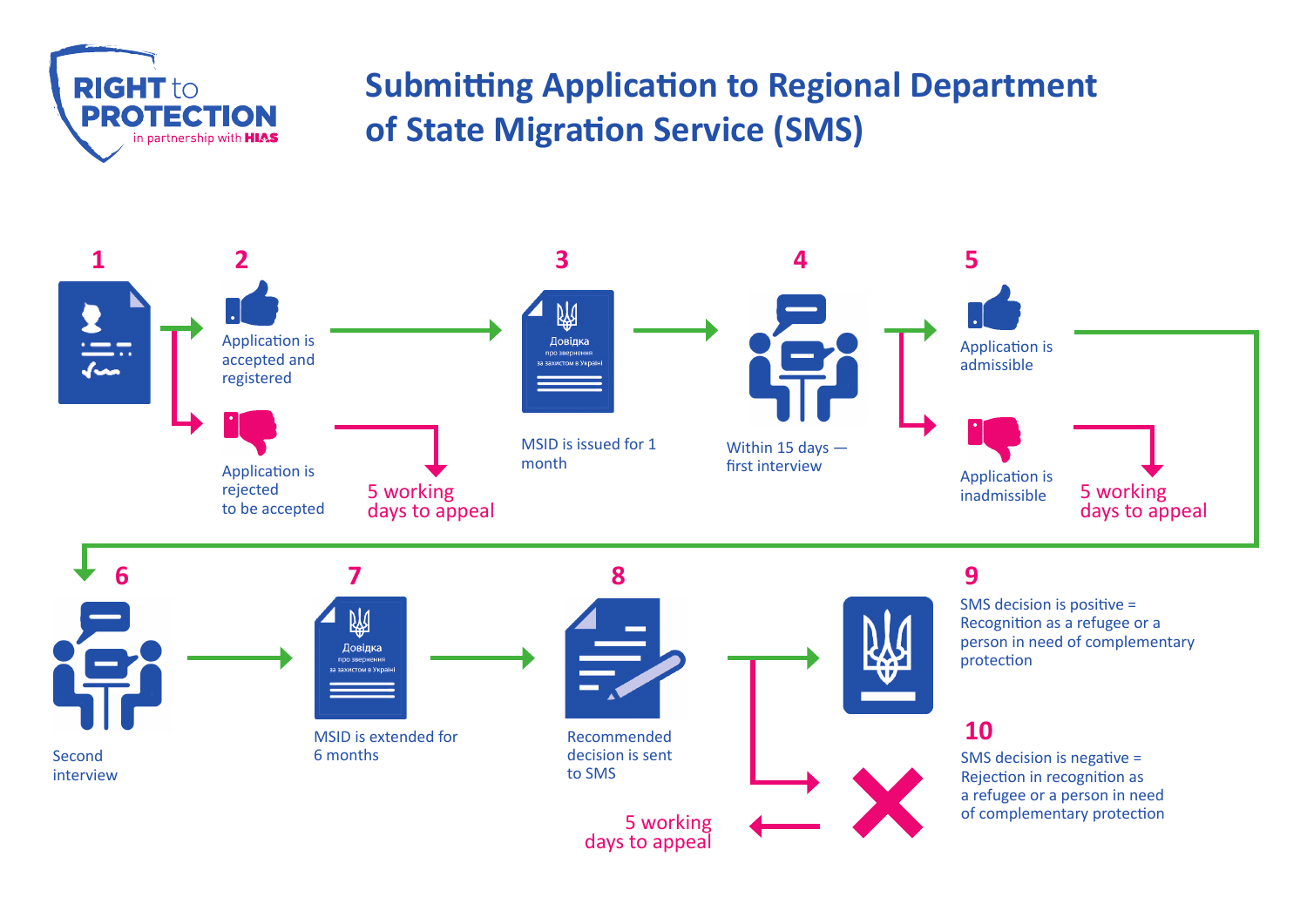RIGHT to PROTECTION
in partnership with HIAS

# Submitting Application to Regional Department of State Migration Service (SMS)

**1**

**2**
- Application is accepted and registered
- Application is rejected to be accepted → 5 working days to appeal

**3**
MSID is issued for 1 month

**4**
Within 15 days — first interview

**5**
- Application is admissible
- Application is inadmissible → 5 working days to appeal

**6**
Second interview

**7**
MSID is extended for 6 months

**8**
Recommended decision is sent to SMS

**9**
SMS decision is positive = Recognition as a refugee or a person in need of complementary protection

**10**
SMS decision is negative = Rejection in recognition as a refugee or a person in need of complementary protection → 5 working days to appeal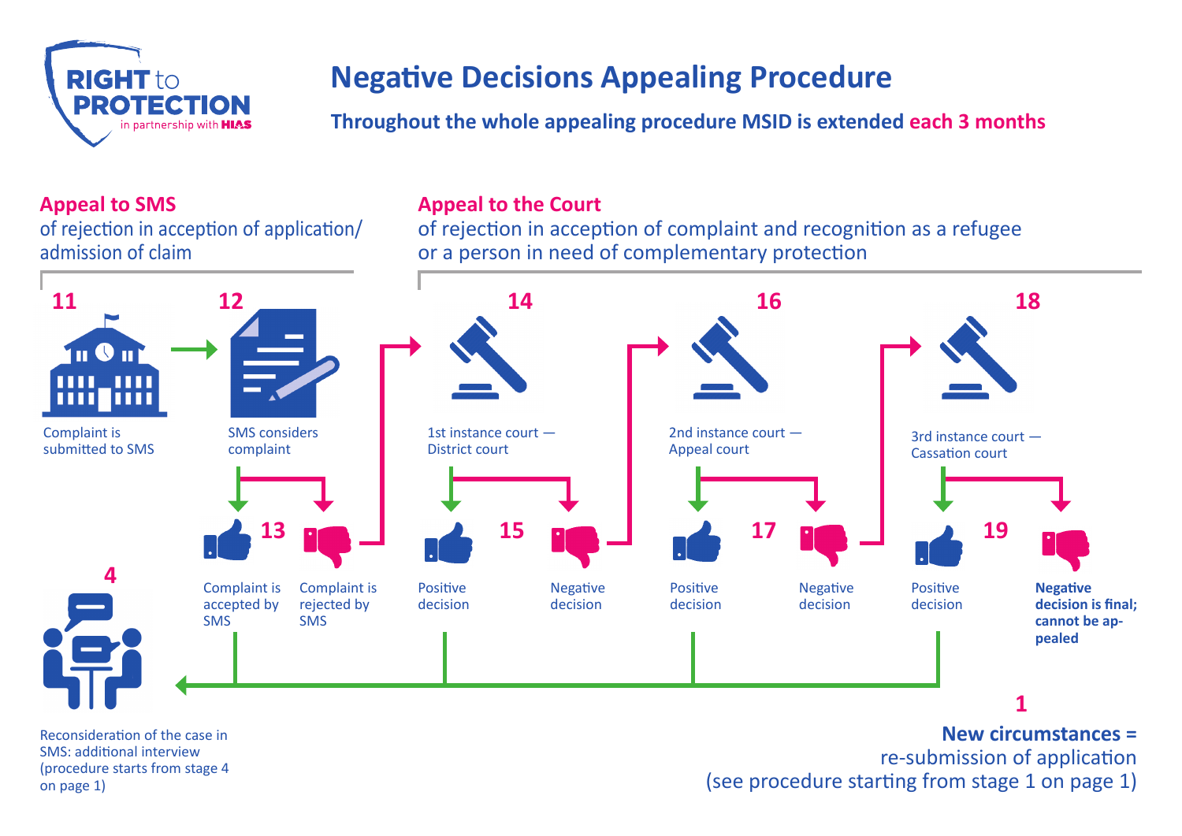# Negative Decisions Appealing Procedure

**Throughout the whole appealing procedure MSID is extended each 3 months**

## Appeal to SMS

of rejection in acception of application/ admission of claim

**11**

Complaint is submitted to SMS

**12**

SMS considers complaint

**13**

Complaint is accepted by SMS

Complaint is rejected by SMS

## Appeal to the Court

of rejection in acception of complaint and recognition as a refugee or a person in need of complementary protection

**14**

1st instance court — District court

**15**

Positive decision

Negative decision

**16**

2nd instance court — Appeal court

**17**

Positive decision

Negative decision

**18**

3rd instance court — Cassation court

**19**

Positive decision

**Negative decision is final; cannot be appealed**

**4**

Reconsideration of the case in SMS: additional interview (procedure starts from stage 4 on page 1)

**1**

**New circumstances =**
re-submission of application
(see procedure starting from stage 1 on page 1)